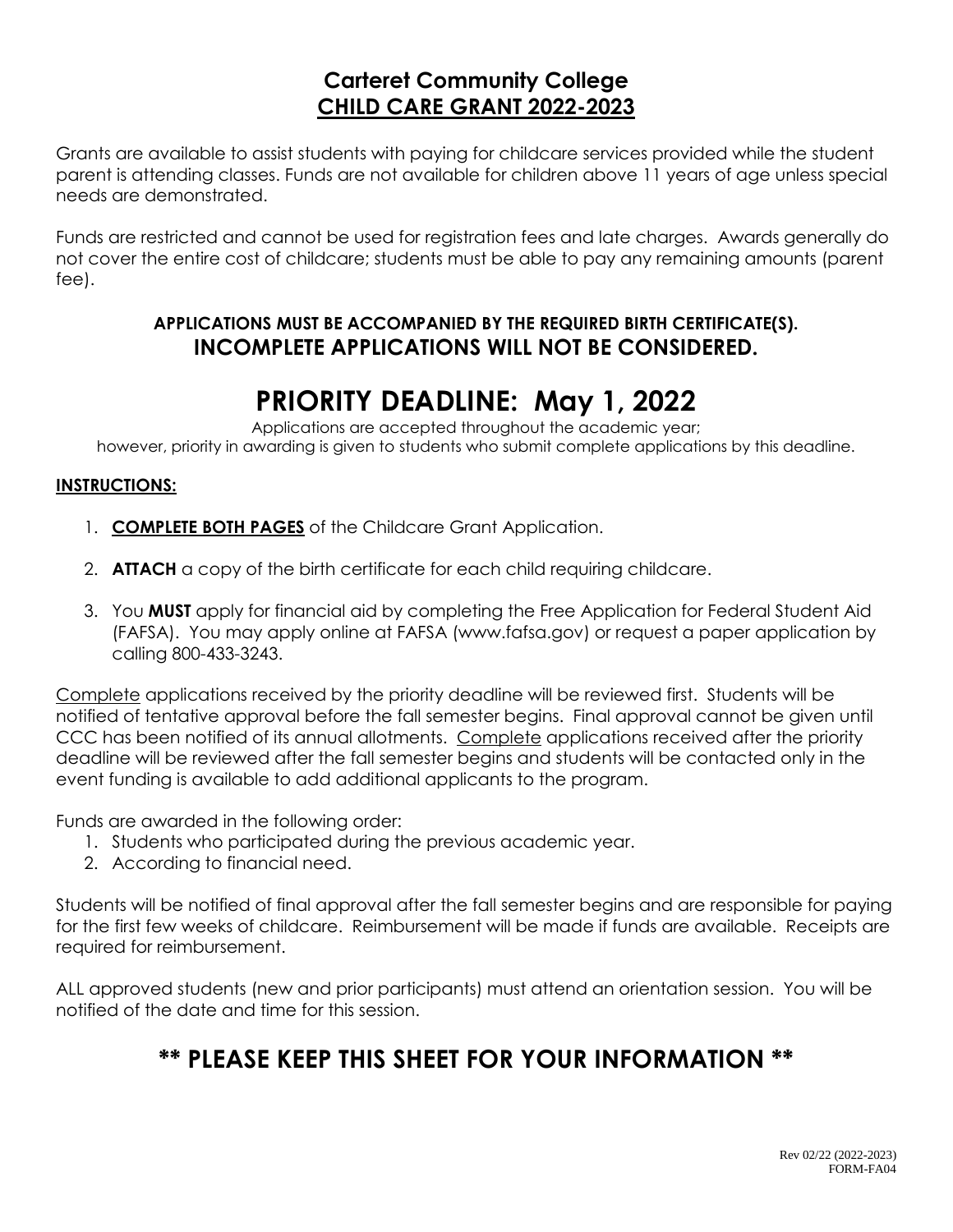# Carteret Community College
## CHILD CARE GRANT 2022-2023

Grants are available to assist students with paying for childcare services provided while the student parent is attending classes. Funds are not available for children above 11 years of age unless special needs are demonstrated.

Funds are restricted and cannot be used for registration fees and late charges. Awards generally do not cover the entire cost of childcare; students must be able to pay any remaining amounts (parent fee).

**APPLICATIONS MUST BE ACCOMPANIED BY THE REQUIRED BIRTH CERTIFICATE(S).**
**INCOMPLETE APPLICATIONS WILL NOT BE CONSIDERED.**

# PRIORITY DEADLINE: May 1, 2022

Applications are accepted throughout the academic year;
however, priority in awarding is given to students who submit complete applications by this deadline.

**INSTRUCTIONS:**

1. **COMPLETE BOTH PAGES** of the Childcare Grant Application.
2. **ATTACH** a copy of the birth certificate for each child requiring childcare.
3. You **MUST** apply for financial aid by completing the Free Application for Federal Student Aid (FAFSA). You may apply online at FAFSA (www.fafsa.gov) or request a paper application by calling 800-433-3243.

Complete applications received by the priority deadline will be reviewed first. Students will be notified of tentative approval before the fall semester begins. Final approval cannot be given until CCC has been notified of its annual allotments. Complete applications received after the priority deadline will be reviewed after the fall semester begins and students will be contacted only in the event funding is available to add additional applicants to the program.

Funds are awarded in the following order:

1. Students who participated during the previous academic year.
2. According to financial need.

Students will be notified of final approval after the fall semester begins and are responsible for paying for the first few weeks of childcare. Reimbursement will be made if funds are available. Receipts are required for reimbursement.

ALL approved students (new and prior participants) must attend an orientation session. You will be notified of the date and time for this session.

## ** PLEASE KEEP THIS SHEET FOR YOUR INFORMATION **

Rev 02/22 (2022-2023)
FORM-FA04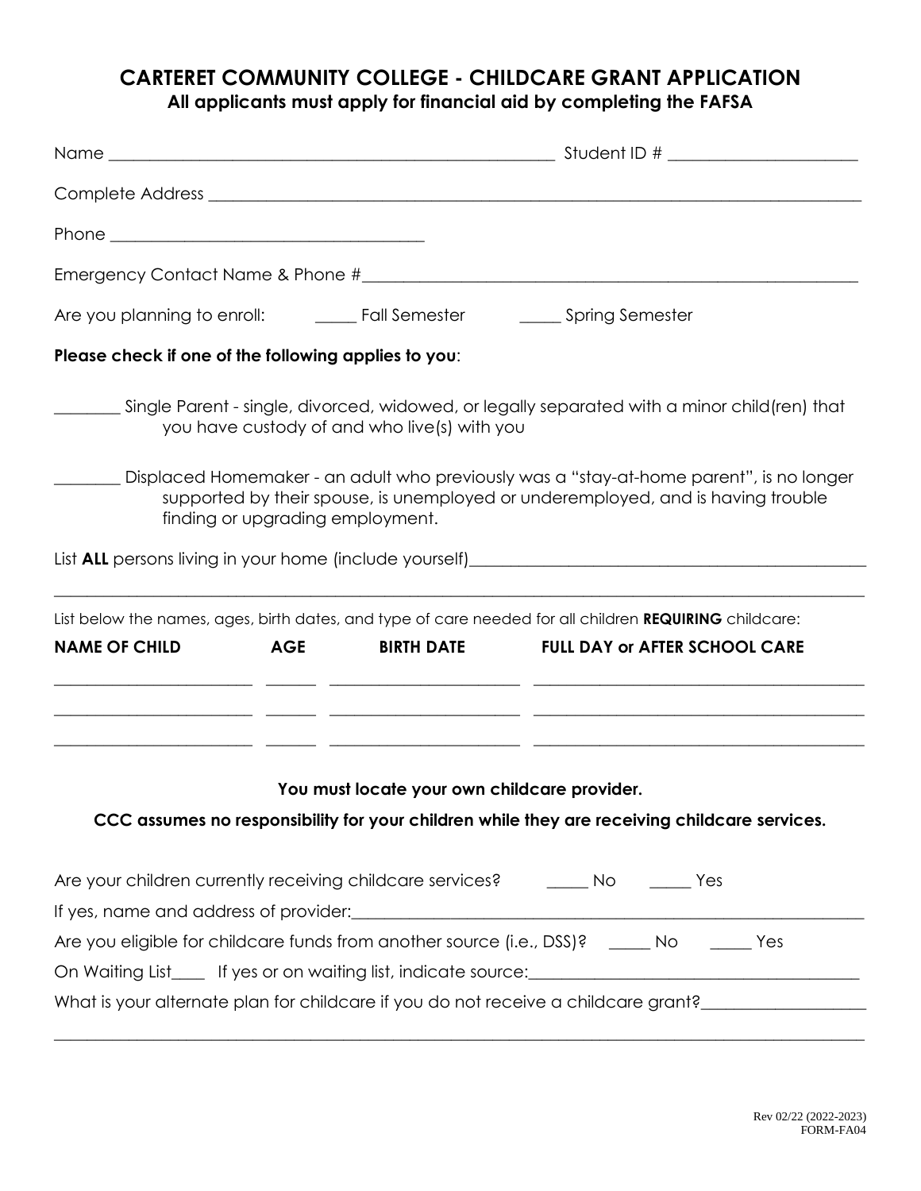# CARTERET COMMUNITY COLLEGE - CHILDCARE GRANT APPLICATION

**All applicants must apply for financial aid by completing the FAFSA**

Name ____________________________________________________ Student ID # ______________________

Complete Address ________________________________________________________________________________

Phone ____________________________________

Emergency Contact Name & Phone #__________________________________________________________

Are you planning to enroll: _____ Fall Semester _____ Spring Semester

**Please check if one of the following applies to you**:

________ Single Parent - single, divorced, widowed, or legally separated with a minor child(ren) that you have custody of and who live(s) with you

________ Displaced Homemaker - an adult who previously was a "stay-at-home parent", is no longer supported by their spouse, is unemployed or underemployed, and is having trouble finding or upgrading employment.

List **ALL** persons living in your home (include yourself)______________________________________________

_____________________________________________________________________________________________

List below the names, ages, birth dates, and type of care needed for all children **REQUIRING** childcare:

| NAME OF CHILD | AGE | BIRTH DATE | FULL DAY or AFTER SCHOOL CARE |
|---|---|---|---|
| | | | |
| | | | |
| | | | |

**You must locate your own childcare provider.**

**CCC assumes no responsibility for your children while they are receiving childcare services.**

Are your children currently receiving childcare services? _____ No _____ Yes

If yes, name and address of provider:____________________________________________________________

Are you eligible for childcare funds from another source (i.e., DSS)? _____ No _____ Yes

On Waiting List____ If yes or on waiting list, indicate source:_______________________________________

What is your alternate plan for childcare if you do not receive a childcare grant?___________________

_____________________________________________________________________________________________

Rev 02/22 (2022-2023)
FORM-FA04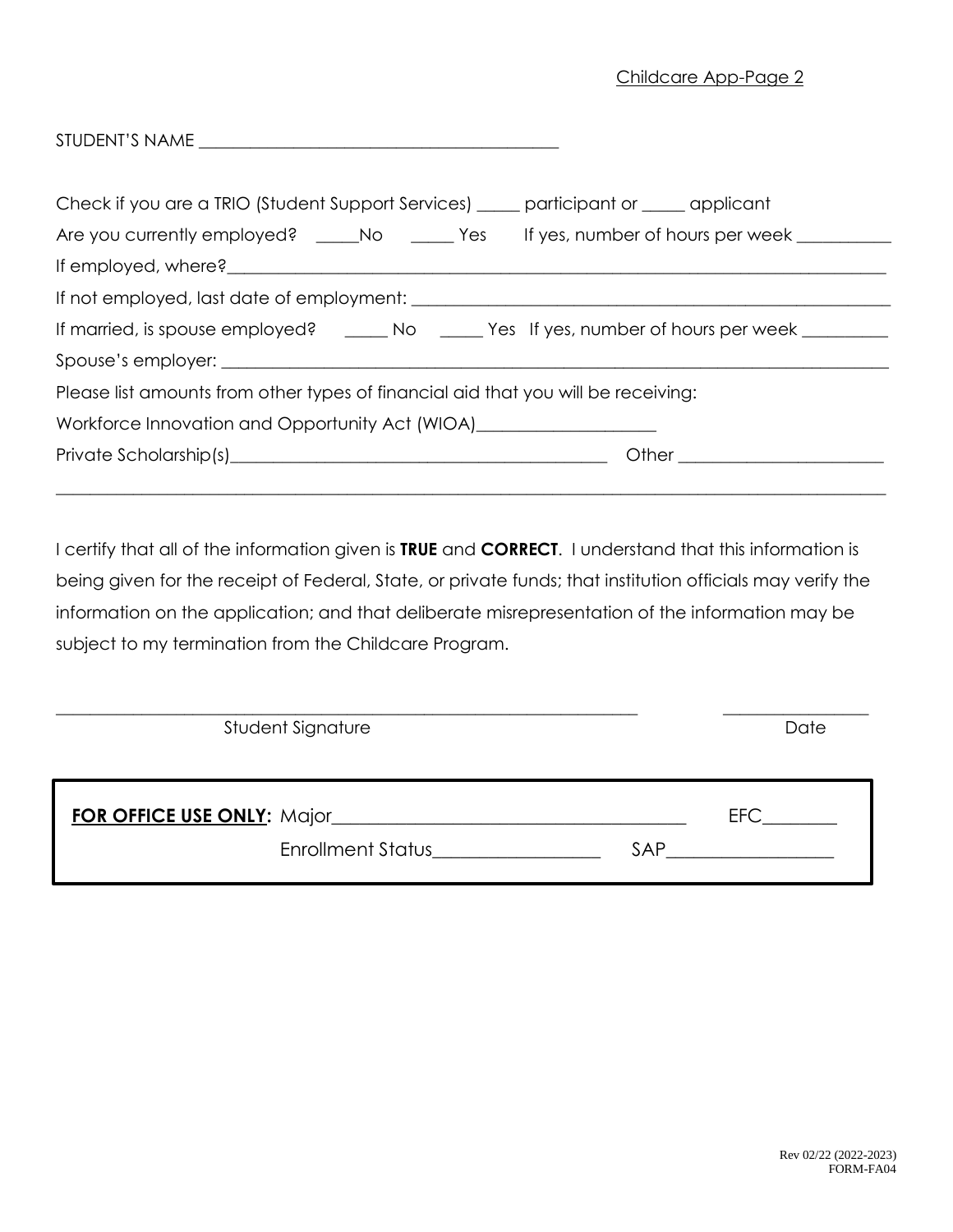Childcare App-Page 2

STUDENT'S NAME ________________________________________

Check if you are a TRIO (Student Support Services) _____ participant or _____ applicant

Are you currently employed? _____No _____ Yes If yes, number of hours per week __________

If employed, where?________________________________________________________________

If not employed, last date of employment: ____________________________________________

If married, is spouse employed? _____ No _____ Yes If yes, number of hours per week _________

Spouse's employer: _________________________________________________________________

Please list amounts from other types of financial aid that you will be receiving:

Workforce Innovation and Opportunity Act (WIOA)____________________

Private Scholarship(s)_____________________________________________ Other _______________________

_____________________________________________________________________________________

I certify that all of the information given is **TRUE** and **CORRECT**. I understand that this information is being given for the receipt of Federal, State, or private funds; that institution officials may verify the information on the application; and that deliberate misrepresentation of the information may be subject to my termination from the Childcare Program.

_________________________________________________________________ ________________

Student Signature Date

**FOR OFFICE USE ONLY:** Major_______________________________________ EFC________

Enrollment Status__________________ SAP_________________

Rev 02/22 (2022-2023)
FORM-FA04